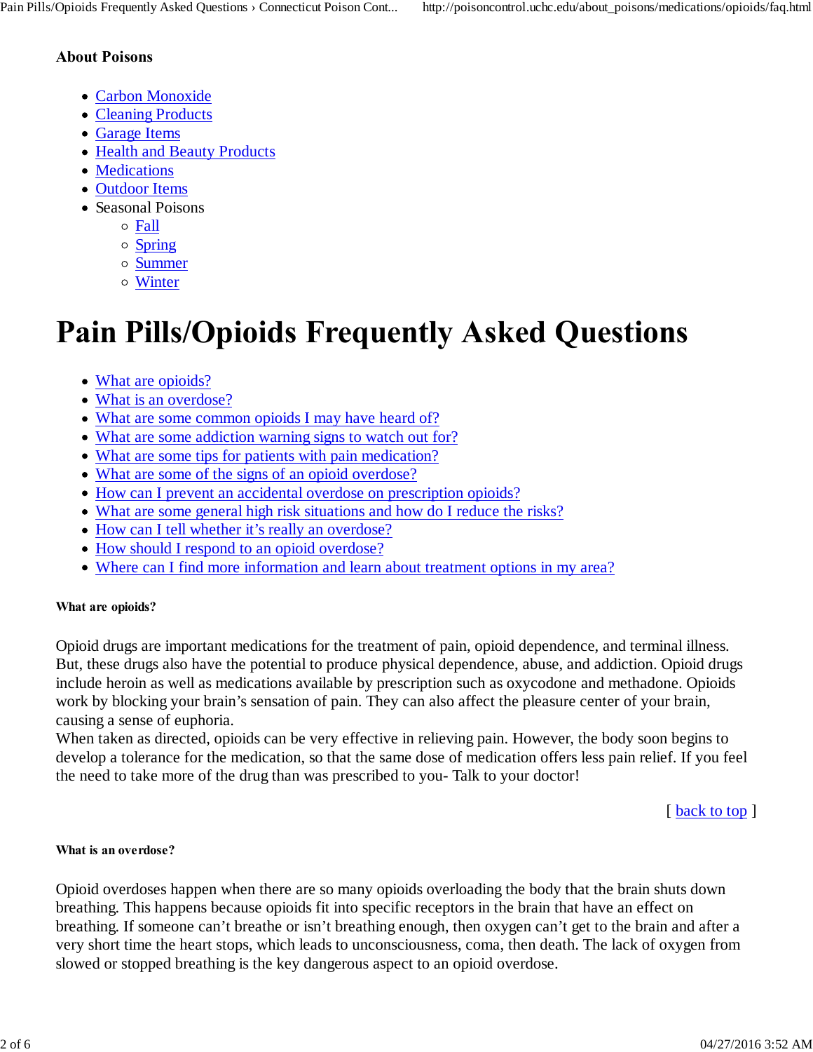### About Poisons

- Carbon Monoxide
- Cleaning Products
- Garage Items
- Health and Beauty Products
- Medications
- Outdoor Items
- Seasonal Poisons
  - Fall
  - Spring
  - Summer
  - Winter

# Pain Pills/Opioids Frequently Asked Questions

- What are opioids?
- What is an overdose?
- What are some common opioids I may have heard of?
- What are some addiction warning signs to watch out for?
- What are some tips for patients with pain medication?
- What are some of the signs of an opioid overdose?
- How can I prevent an accidental overdose on prescription opioids?
- What are some general high risk situations and how do I reduce the risks?
- How can I tell whether it's really an overdose?
- How should I respond to an opioid overdose?
- Where can I find more information and learn about treatment options in my area?

##### What are opioids?

Opioid drugs are important medications for the treatment of pain, opioid dependence, and terminal illness. But, these drugs also have the potential to produce physical dependence, abuse, and addiction. Opioid drugs include heroin as well as medications available by prescription such as oxycodone and methadone. Opioids work by blocking your brain's sensation of pain. They can also affect the pleasure center of your brain, causing a sense of euphoria.
When taken as directed, opioids can be very effective in relieving pain. However, the body soon begins to develop a tolerance for the medication, so that the same dose of medication offers less pain relief. If you feel the need to take more of the drug than was prescribed to you- Talk to your doctor!

[ back to top ]

##### What is an overdose?

Opioid overdoses happen when there are so many opioids overloading the body that the brain shuts down breathing. This happens because opioids fit into specific receptors in the brain that have an effect on breathing. If someone can't breathe or isn't breathing enough, then oxygen can't get to the brain and after a very short time the heart stops, which leads to unconsciousness, coma, then death. The lack of oxygen from slowed or stopped breathing is the key dangerous aspect to an opioid overdose.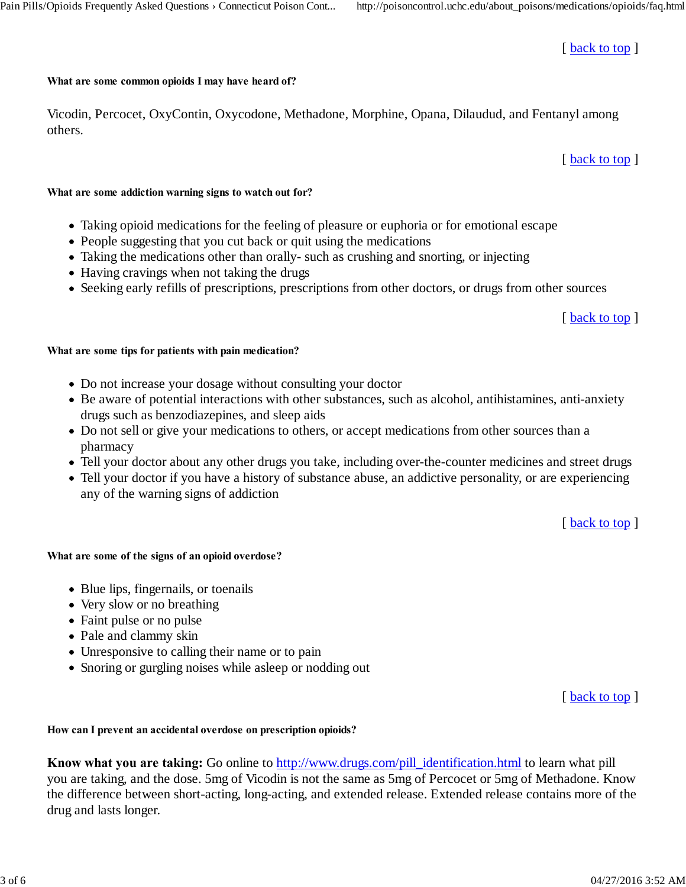[ back to top ]

### What are some common opioids I may have heard of?

Vicodin, Percocet, OxyContin, Oxycodone, Methadone, Morphine, Opana, Dilaudud, and Fentanyl among others.

[ back to top ]

### What are some addiction warning signs to watch out for?

- Taking opioid medications for the feeling of pleasure or euphoria or for emotional escape
- People suggesting that you cut back or quit using the medications
- Taking the medications other than orally- such as crushing and snorting, or injecting
- Having cravings when not taking the drugs
- Seeking early refills of prescriptions, prescriptions from other doctors, or drugs from other sources

[ back to top ]

### What are some tips for patients with pain medication?

- Do not increase your dosage without consulting your doctor
- Be aware of potential interactions with other substances, such as alcohol, antihistamines, anti-anxiety drugs such as benzodiazepines, and sleep aids
- Do not sell or give your medications to others, or accept medications from other sources than a pharmacy
- Tell your doctor about any other drugs you take, including over-the-counter medicines and street drugs
- Tell your doctor if you have a history of substance abuse, an addictive personality, or are experiencing any of the warning signs of addiction

[ back to top ]

### What are some of the signs of an opioid overdose?

- Blue lips, fingernails, or toenails
- Very slow or no breathing
- Faint pulse or no pulse
- Pale and clammy skin
- Unresponsive to calling their name or to pain
- Snoring or gurgling noises while asleep or nodding out

[ back to top ]

### How can I prevent an accidental overdose on prescription opioids?

**Know what you are taking:** Go online to http://www.drugs.com/pill_identification.html to learn what pill you are taking, and the dose. 5mg of Vicodin is not the same as 5mg of Percocet or 5mg of Methadone. Know the difference between short-acting, long-acting, and extended release. Extended release contains more of the drug and lasts longer.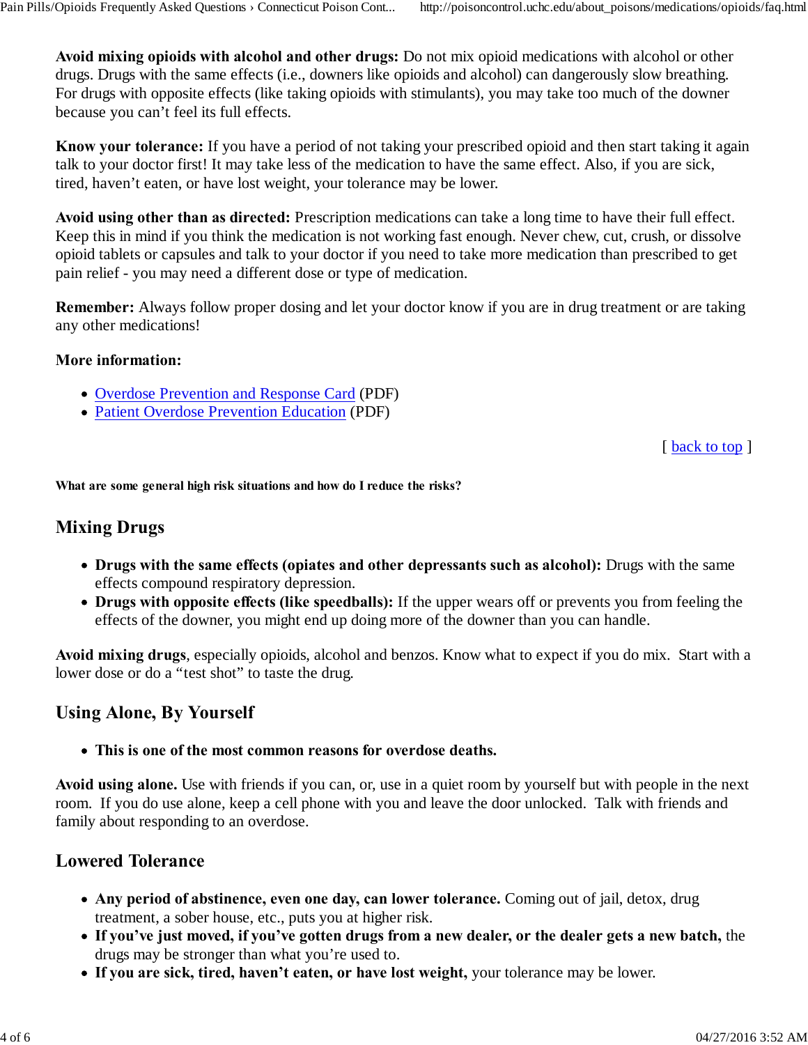**Avoid mixing opioids with alcohol and other drugs:** Do not mix opioid medications with alcohol or other drugs. Drugs with the same effects (i.e., downers like opioids and alcohol) can dangerously slow breathing. For drugs with opposite effects (like taking opioids with stimulants), you may take too much of the downer because you can't feel its full effects.

**Know your tolerance:** If you have a period of not taking your prescribed opioid and then start taking it again talk to your doctor first! It may take less of the medication to have the same effect. Also, if you are sick, tired, haven't eaten, or have lost weight, your tolerance may be lower.

**Avoid using other than as directed:** Prescription medications can take a long time to have their full effect. Keep this in mind if you think the medication is not working fast enough. Never chew, cut, crush, or dissolve opioid tablets or capsules and talk to your doctor if you need to take more medication than prescribed to get pain relief - you may need a different dose or type of medication.

**Remember:** Always follow proper dosing and let your doctor know if you are in drug treatment or are taking any other medications!

**More information:**

- Overdose Prevention and Response Card (PDF)
- Patient Overdose Prevention Education (PDF)

[ back to top ]

**What are some general high risk situations and how do I reduce the risks?**

## Mixing Drugs

- **Drugs with the same effects (opiates and other depressants such as alcohol):** Drugs with the same effects compound respiratory depression.
- **Drugs with opposite effects (like speedballs):** If the upper wears off or prevents you from feeling the effects of the downer, you might end up doing more of the downer than you can handle.

**Avoid mixing drugs**, especially opioids, alcohol and benzos. Know what to expect if you do mix. Start with a lower dose or do a "test shot" to taste the drug.

## Using Alone, By Yourself

- **This is one of the most common reasons for overdose deaths.**

**Avoid using alone.** Use with friends if you can, or, use in a quiet room by yourself but with people in the next room. If you do use alone, keep a cell phone with you and leave the door unlocked. Talk with friends and family about responding to an overdose.

## Lowered Tolerance

- **Any period of abstinence, even one day, can lower tolerance.** Coming out of jail, detox, drug treatment, a sober house, etc., puts you at higher risk.
- **If you've just moved, if you've gotten drugs from a new dealer, or the dealer gets a new batch,** the drugs may be stronger than what you're used to.
- **If you are sick, tired, haven't eaten, or have lost weight,** your tolerance may be lower.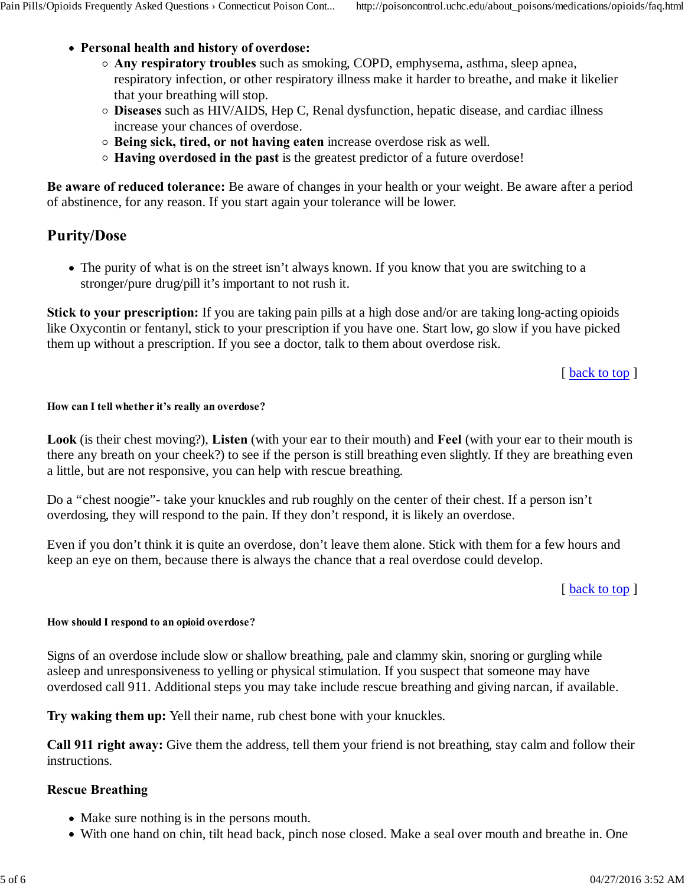- **Personal health and history of overdose:**
  - **Any respiratory troubles** such as smoking, COPD, emphysema, asthma, sleep apnea, respiratory infection, or other respiratory illness make it harder to breathe, and make it likelier that your breathing will stop.
  - **Diseases** such as HIV/AIDS, Hep C, Renal dysfunction, hepatic disease, and cardiac illness increase your chances of overdose.
  - **Being sick, tired, or not having eaten** increase overdose risk as well.
  - **Having overdosed in the past** is the greatest predictor of a future overdose!

**Be aware of reduced tolerance:** Be aware of changes in your health or your weight. Be aware after a period of abstinence, for any reason. If you start again your tolerance will be lower.

## Purity/Dose

- The purity of what is on the street isn't always known. If you know that you are switching to a stronger/pure drug/pill it's important to not rush it.

**Stick to your prescription:** If you are taking pain pills at a high dose and/or are taking long-acting opioids like Oxycontin or fentanyl, stick to your prescription if you have one. Start low, go slow if you have picked them up without a prescription. If you see a doctor, talk to them about overdose risk.

[ back to top ]

#### How can I tell whether it's really an overdose?

**Look** (is their chest moving?), **Listen** (with your ear to their mouth) and **Feel** (with your ear to their mouth is there any breath on your cheek?) to see if the person is still breathing even slightly. If they are breathing even a little, but are not responsive, you can help with rescue breathing.

Do a "chest noogie"- take your knuckles and rub roughly on the center of their chest. If a person isn't overdosing, they will respond to the pain. If they don't respond, it is likely an overdose.

Even if you don't think it is quite an overdose, don't leave them alone. Stick with them for a few hours and keep an eye on them, because there is always the chance that a real overdose could develop.

[ back to top ]

#### How should I respond to an opioid overdose?

Signs of an overdose include slow or shallow breathing, pale and clammy skin, snoring or gurgling while asleep and unresponsiveness to yelling or physical stimulation. If you suspect that someone may have overdosed call 911. Additional steps you may take include rescue breathing and giving narcan, if available.

**Try waking them up:** Yell their name, rub chest bone with your knuckles.

**Call 911 right away:** Give them the address, tell them your friend is not breathing, stay calm and follow their instructions.

### Rescue Breathing

- Make sure nothing is in the persons mouth.
- With one hand on chin, tilt head back, pinch nose closed. Make a seal over mouth and breathe in. One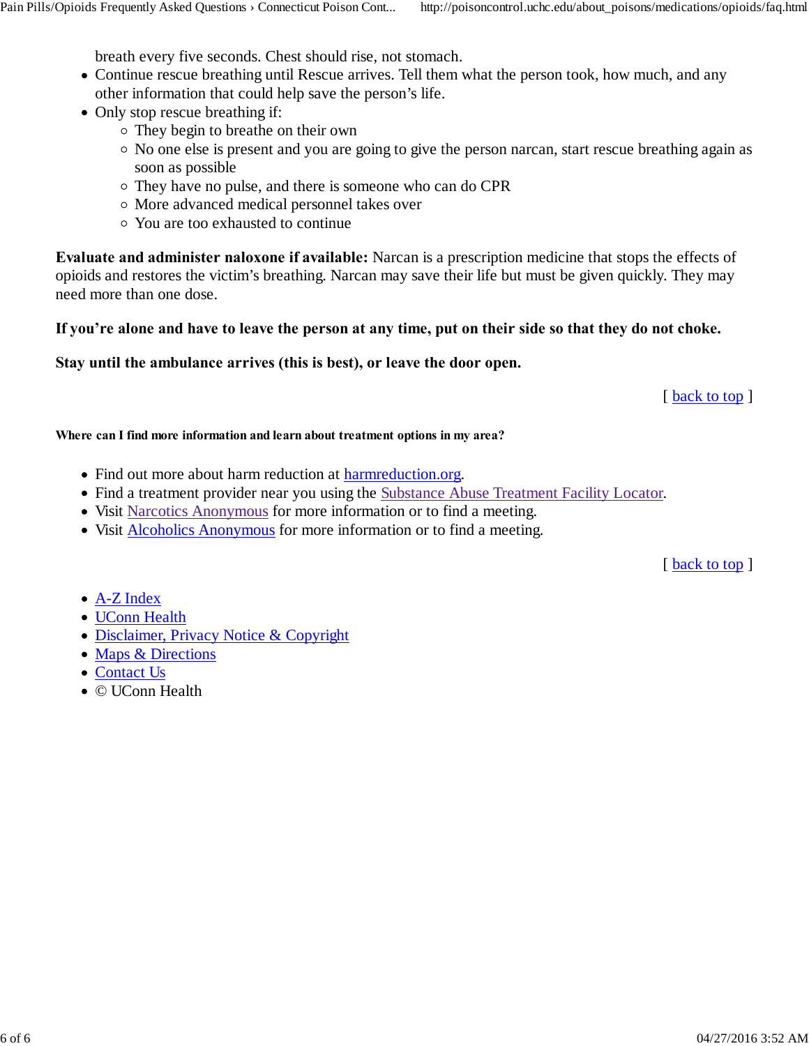breath every five seconds. Chest should rise, not stomach.

- Continue rescue breathing until Rescue arrives. Tell them what the person took, how much, and any other information that could help save the person's life.
- Only stop rescue breathing if:
  - They begin to breathe on their own
  - No one else is present and you are going to give the person narcan, start rescue breathing again as soon as possible
  - They have no pulse, and there is someone who can do CPR
  - More advanced medical personnel takes over
  - You are too exhausted to continue

**Evaluate and administer naloxone if available:** Narcan is a prescription medicine that stops the effects of opioids and restores the victim's breathing. Narcan may save their life but must be given quickly. They may need more than one dose.

**If you're alone and have to leave the person at any time, put on their side so that they do not choke.**

**Stay until the ambulance arrives (this is best), or leave the door open.**

[ back to top ]

#### Where can I find more information and learn about treatment options in my area?

- Find out more about harm reduction at harmreduction.org.
- Find a treatment provider near you using the Substance Abuse Treatment Facility Locator.
- Visit Narcotics Anonymous for more information or to find a meeting.
- Visit Alcoholics Anonymous for more information or to find a meeting.

[ back to top ]

- A-Z Index
- UConn Health
- Disclaimer, Privacy Notice & Copyright
- Maps & Directions
- Contact Us
- © UConn Health